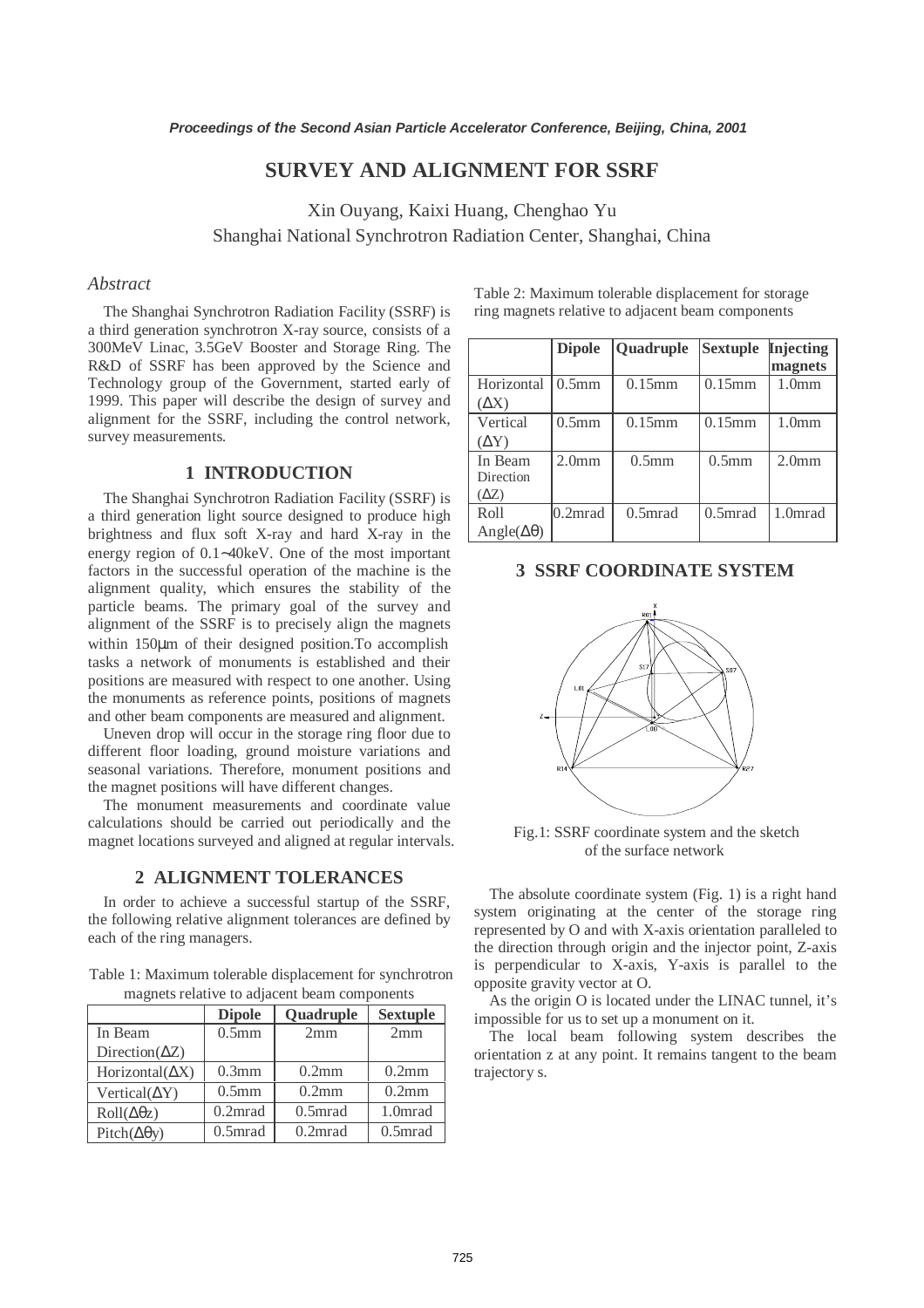# SURVEY AND ALIGNMENT FOR SSRF

Xin Ouyang, Kaixi Huang, Chenghao Yu
Shanghai National Synchrotron Radiation Center, Shanghai, China

## *Abstract*

The Shanghai Synchrotron Radiation Facility (SSRF) is a third generation synchrotron X-ray source, consists of a 300MeV Linac, 3.5GeV Booster and Storage Ring. The R&D of SSRF has been approved by the Science and Technology group of the Government, started early of 1999. This paper will describe the design of survey and alignment for the SSRF, including the control network, survey measurements.

## 1 INTRODUCTION

The Shanghai Synchrotron Radiation Facility (SSRF) is a third generation light source designed to produce high brightness and flux soft X-ray and hard X-ray in the energy region of 0.1~40keV. One of the most important factors in the successful operation of the machine is the alignment quality, which ensures the stability of the particle beams. The primary goal of the survey and alignment of the SSRF is to precisely align the magnets within 150μm of their designed position.To accomplish tasks a network of monuments is established and their positions are measured with respect to one another. Using the monuments as reference points, positions of magnets and other beam components are measured and alignment.

Uneven drop will occur in the storage ring floor due to different floor loading, ground moisture variations and seasonal variations. Therefore, monument positions and the magnet positions will have different changes.

The monument measurements and coordinate value calculations should be carried out periodically and the magnet locations surveyed and aligned at regular intervals.

## 2 ALIGNMENT TOLERANCES

In order to achieve a successful startup of the SSRF, the following relative alignment tolerances are defined by each of the ring managers.

Table 1: Maximum tolerable displacement for synchrotron magnets relative to adjacent beam components

| | Dipole | Quadruple | Sextuple |
|---|---|---|---|
| In Beam Direction($\Delta Z$) | 0.5mm | 2mm | 2mm |
| Horizontal($\Delta X$) | 0.3mm | 0.2mm | 0.2mm |
| Vertical($\Delta Y$) | 0.5mm | 0.2mm | 0.2mm |
| Roll($\Delta\theta z$) | 0.2mrad | 0.5mrad | 1.0mrad |
| Pitch($\Delta\theta y$) | 0.5mrad | 0.2mrad | 0.5mrad |

Table 2: Maximum tolerable displacement for storage ring magnets relative to adjacent beam components

| | Dipole | Quadruple | Sextuple | Injecting magnets |
|---|---|---|---|---|
| Horizontal ($\Delta X$) | 0.5mm | 0.15mm | 0.15mm | 1.0mm |
| Vertical ($\Delta Y$) | 0.5mm | 0.15mm | 0.15mm | 1.0mm |
| In Beam Direction ($\Delta Z$) | 2.0mm | 0.5mm | 0.5mm | 2.0mm |
| Roll Angle($\Delta\theta$) | 0.2mrad | 0.5mrad | 0.5mrad | 1.0mrad |

## 3 SSRF COORDINATE SYSTEM

Fig.1: SSRF coordinate system and the sketch of the surface network

The absolute coordinate system (Fig. 1) is a right hand system originating at the center of the storage ring represented by O and with X-axis orientation paralleled to the direction through origin and the injector point, Z-axis is perpendicular to X-axis, Y-axis is parallel to the opposite gravity vector at O.

As the origin O is located under the LINAC tunnel, it's impossible for us to set up a monument on it.

The local beam following system describes the orientation z at any point. It remains tangent to the beam trajectory s.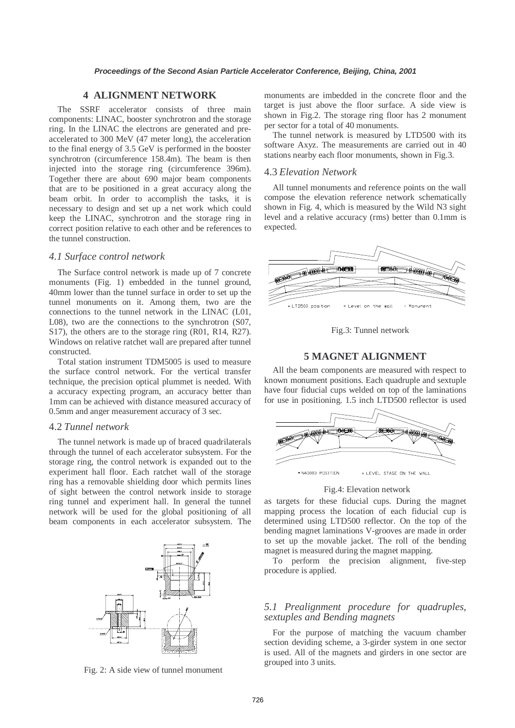## 4 ALIGNMENT NETWORK

The SSRF accelerator consists of three main components: LINAC, booster synchrotron and the storage ring. In the LINAC the electrons are generated and pre-accelerated to 300 MeV (47 meter long), the acceleration to the final energy of 3.5 GeV is performed in the booster synchrotron (circumference 158.4m). The beam is then injected into the storage ring (circumference 396m). Together there are about 690 major beam components that are to be positioned in a great accuracy along the beam orbit. In order to accomplish the tasks, it is necessary to design and set up a net work which could keep the LINAC, synchrotron and the storage ring in correct position relative to each other and be references to the tunnel construction.

### *4.1 Surface control network*

The Surface control network is made up of 7 concrete monuments (Fig. 1) embedded in the tunnel ground, 40mm lower than the tunnel surface in order to set up the tunnel monuments on it. Among them, two are the connections to the tunnel network in the LINAC (L01, L08), two are the connections to the synchrotron (S07, S17), the others are to the storage ring (R01, R14, R27). Windows on relative ratchet wall are prepared after tunnel constructed.

Total station instrument TDM5005 is used to measure the surface control network. For the vertical transfer technique, the precision optical plummet is needed. With a accuracy expecting program, an accuracy better than 1mm can be achieved with distance measured accuracy of 0.5mm and anger measurement accuracy of 3 sec.

### 4.2 *Tunnel network*

The tunnel network is made up of braced quadrilaterals through the tunnel of each accelerator subsystem. For the storage ring, the control network is expanded out to the experiment hall floor. Each ratchet wall of the storage ring has a removable shielding door which permits lines of sight between the control network inside to storage ring tunnel and experiment hall. In general the tunnel network will be used for the global positioning of all beam components in each accelerator subsystem. The monuments are imbedded in the concrete floor and the target is just above the floor surface. A side view is shown in Fig.2. The storage ring floor has 2 monument per sector for a total of 40 monuments.

Fig. 2: A side view of tunnel monument

The tunnel network is measured by LTD500 with its software Axyz. The measurements are carried out in 40 stations nearby each floor monuments, shown in Fig.3.

### 4.3 *Elevation Network*

All tunnel monuments and reference points on the wall compose the elevation reference network schematically shown in Fig. 4, which is measured by the Wild N3 sight level and a relative accuracy (rms) better than 0.1mm is expected.

Fig.3: Tunnel network

## 5 MAGNET ALIGNMENT

All the beam components are measured with respect to known monument positions. Each quadruple and sextuple have four fiducial cups welded on top of the laminations for use in positioning. 1.5 inch LTD500 reflector is used as targets for these fiducial cups. During the magnet mapping process the location of each fiducial cup is determined using LTD500 reflector. On the top of the bending magnet laminations V-grooves are made in order to set up the movable jacket. The roll of the bending magnet is measured during the magnet mapping.

Fig.4: Elevation network

To perform the precision alignment, five-step procedure is applied.

### *5.1 Prealignment procedure for quadruples, sextuples and Bending magnets*

For the purpose of matching the vacuum chamber section deviding scheme, a 3-girder system in one sector is used. All of the magnets and girders in one sector are grouped into 3 units.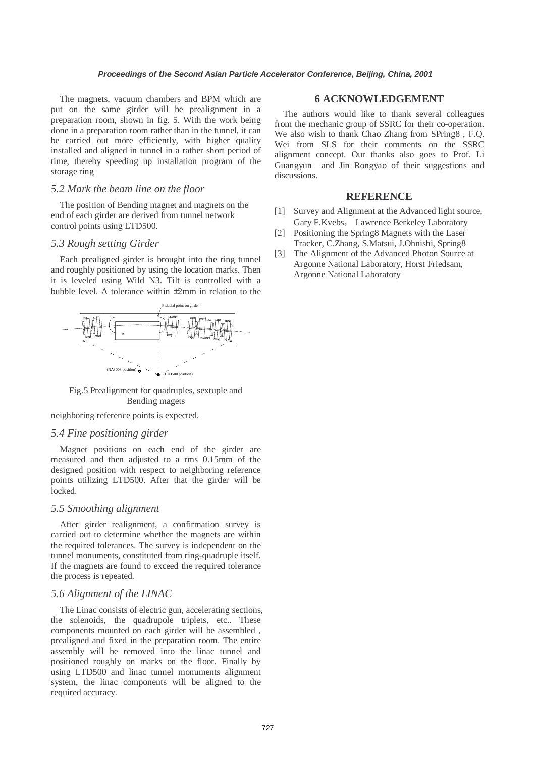The magnets, vacuum chambers and BPM which are put on the same girder will be prealignment in a preparation room, shown in fig. 5. With the work being done in a preparation room rather than in the tunnel, it can be carried out more efficiently, with higher quality installed and aligned in tunnel in a rather short period of time, thereby speeding up installation program of the storage ring

### *5.2 Mark the beam line on the floor*

The position of Bending magnet and magnets on the end of each girder are derived from tunnel network control points using LTD500.

### *5.3 Rough setting Girder*

Each prealigned girder is brought into the ring tunnel and roughly positioned by using the location marks. Then it is leveled using Wild N3. Tilt is controlled with a bubble level. A tolerance within ±2mm in relation to the neighboring reference points is expected.

Fiducial point on girder

B

(NA3003 position)

(LTD500 position)

Fig.5 Prealignment for quadruples, sextuple and Bending magets

### *5.4 Fine positioning girder*

Magnet positions on each end of the girder are measured and then adjusted to a rms 0.15mm of the designed position with respect to neighboring reference points utilizing LTD500. After that the girder will be locked.

### *5.5 Smoothing alignment*

After girder realignment, a confirmation survey is carried out to determine whether the magnets are within the required tolerances. The survey is independent on the tunnel monuments, constituted from ring-quadruple itself. If the magnets are found to exceed the required tolerance the process is repeated.

### *5.6 Alignment of the LINAC*

The Linac consists of electric gun, accelerating sections, the solenoids, the quadrupole triplets, etc.. These components mounted on each girder will be assembled , prealigned and fixed in the preparation room. The entire assembly will be removed into the linac tunnel and positioned roughly on marks on the floor. Finally by using LTD500 and linac tunnel monuments alignment system, the linac components will be aligned to the required accuracy.

## 6 ACKNOWLEDGEMENT

The authors would like to thank several colleagues from the mechanic group of SSRC for their co-operation. We also wish to thank Chao Zhang from SPring8 , F.Q. Wei from SLS for their comments on the SSRC alignment concept. Our thanks also goes to Prof. Li Guangyun and Jin Rongyao of their suggestions and discussions.

## REFERENCE

[1] Survey and Alignment at the Advanced light source, Gary F.Kvebs, Lawrence Berkeley Laboratory

[2] Positioning the Spring8 Magnets with the Laser Tracker, C.Zhang, S.Matsui, J.Ohnishi, Spring8

[3] The Alignment of the Advanced Photon Source at Argonne National Laboratory, Horst Friedsam, Argonne National Laboratory